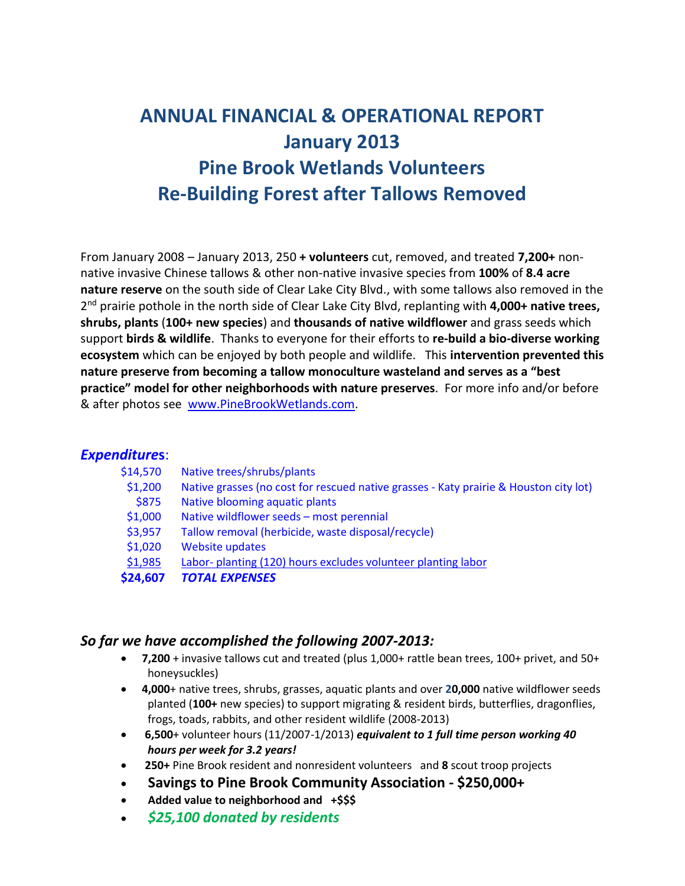# ANNUAL FINANCIAL & OPERATIONAL REPORT
# January 2013
# Pine Brook Wetlands Volunteers
# Re-Building Forest after Tallows Removed

From January 2008 – January 2013, 250 **+ volunteers** cut, removed, and treated **7,200+** non-native invasive Chinese tallows & other non-native invasive species from **100%** of **8.4 acre nature reserve** on the south side of Clear Lake City Blvd., with some tallows also removed in the 2nd prairie pothole in the north side of Clear Lake City Blvd, replanting with **4,000+ native trees, shrubs, plants** (**100+ new species**) and **thousands of native wildflower** and grass seeds which support **birds & wildlife**. Thanks to everyone for their efforts to **re-build a bio-diverse working ecosystem** which can be enjoyed by both people and wildlife. This **intervention prevented this nature preserve from becoming a tallow monoculture wasteland and serves as a "best practice" model for other neighborhoods with nature preserves**. For more info and/or before & after photos see www.PineBrookWetlands.com.

## ***Expenditures***:

| | |
|---|---|
| $14,570 | Native trees/shrubs/plants |
| $1,200 | Native grasses (no cost for rescued native grasses - Katy prairie & Houston city lot) |
| $875 | Native blooming aquatic plants |
| $1,000 | Native wildflower seeds – most perennial |
| $3,957 | Tallow removal (herbicide, waste disposal/recycle) |
| $1,020 | Website updates |
| $1,985 | Labor- planting (120) hours excludes volunteer planting labor |
| **$24,607** | ***TOTAL EXPENSES*** |

## *So far we have accomplished the following 2007-2013:*

- **7,200** + invasive tallows cut and treated (plus 1,000+ rattle bean trees, 100+ privet, and 50+ honeysuckles)
- **4,000**+ native trees, shrubs, grasses, aquatic plants and over **20,000** native wildflower seeds planted (**100+** new species) to support migrating & resident birds, butterflies, dragonflies, frogs, toads, rabbits, and other resident wildlife (2008-2013)
- **6,500**+ volunteer hours (11/2007-1/2013) ***equivalent to 1 full time person working 40 hours per week for 3.2 years!***
- **250+** Pine Brook resident and nonresident volunteers and **8** scout troop projects
- **Savings to Pine Brook Community Association - $250,000+**
- **Added value to neighborhood and +$$$**
- ***$25,100 donated by residents***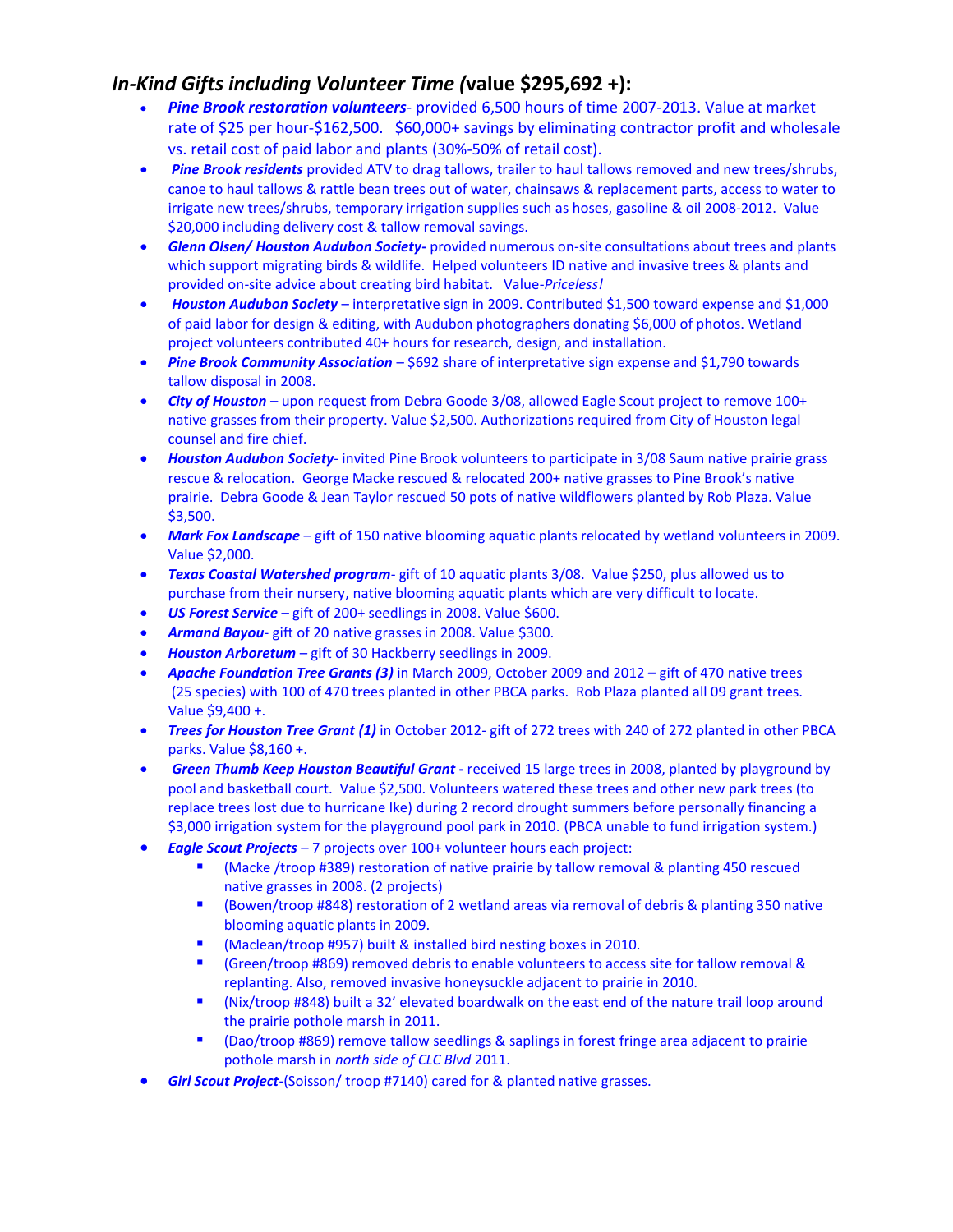## *In-Kind Gifts including Volunteer Time (*value $295,692 +):

- ***Pine Brook restoration volunteers***- provided 6,500 hours of time 2007-2013. Value at market rate of $25 per hour-$162,500. $60,000+ savings by eliminating contractor profit and wholesale vs. retail cost of paid labor and plants (30%-50% of retail cost).
- ***Pine Brook residents*** provided ATV to drag tallows, trailer to haul tallows removed and new trees/shrubs, canoe to haul tallows & rattle bean trees out of water, chainsaws & replacement parts, access to water to irrigate new trees/shrubs, temporary irrigation supplies such as hoses, gasoline & oil 2008-2012. Value $20,000 including delivery cost & tallow removal savings.
- ***Glenn Olsen/ Houston Audubon Society-*** provided numerous on-site consultations about trees and plants which support migrating birds & wildlife. Helped volunteers ID native and invasive trees & plants and provided on-site advice about creating bird habitat. Value-*Priceless!*
- ***Houston Audubon Society*** – interpretative sign in 2009. Contributed $1,500 toward expense and $1,000 of paid labor for design & editing, with Audubon photographers donating $6,000 of photos. Wetland project volunteers contributed 40+ hours for research, design, and installation.
- ***Pine Brook Community Association*** – $692 share of interpretative sign expense and $1,790 towards tallow disposal in 2008.
- ***City of Houston*** – upon request from Debra Goode 3/08, allowed Eagle Scout project to remove 100+ native grasses from their property. Value $2,500. Authorizations required from City of Houston legal counsel and fire chief.
- ***Houston Audubon Society***- invited Pine Brook volunteers to participate in 3/08 Saum native prairie grass rescue & relocation. George Macke rescued & relocated 200+ native grasses to Pine Brook's native prairie. Debra Goode & Jean Taylor rescued 50 pots of native wildflowers planted by Rob Plaza. Value $3,500.
- ***Mark Fox Landscape*** – gift of 150 native blooming aquatic plants relocated by wetland volunteers in 2009. Value $2,000.
- ***Texas Coastal Watershed program***- gift of 10 aquatic plants 3/08. Value $250, plus allowed us to purchase from their nursery, native blooming aquatic plants which are very difficult to locate.
- ***US Forest Service*** – gift of 200+ seedlings in 2008. Value $600.
- ***Armand Bayou***- gift of 20 native grasses in 2008. Value $300.
- ***Houston Arboretum*** – gift of 30 Hackberry seedlings in 2009.
- ***Apache Foundation Tree Grants (3)*** in March 2009, October 2009 and 2012 **–** gift of 470 native trees (25 species) with 100 of 470 trees planted in other PBCA parks. Rob Plaza planted all 09 grant trees. Value $9,400 +.
- ***Trees for Houston Tree Grant (1)*** in October 2012- gift of 272 trees with 240 of 272 planted in other PBCA parks. Value $8,160 +.
- ***Green Thumb Keep Houston Beautiful Grant -*** received 15 large trees in 2008, planted by playground by pool and basketball court. Value $2,500. Volunteers watered these trees and other new park trees (to replace trees lost due to hurricane Ike) during 2 record drought summers before personally financing a $3,000 irrigation system for the playground pool park in 2010. (PBCA unable to fund irrigation system.)
- ***Eagle Scout Projects*** – 7 projects over 100+ volunteer hours each project:
  - (Macke /troop #389) restoration of native prairie by tallow removal & planting 450 rescued native grasses in 2008. (2 projects)
  - (Bowen/troop #848) restoration of 2 wetland areas via removal of debris & planting 350 native blooming aquatic plants in 2009.
  - (Maclean/troop #957) built & installed bird nesting boxes in 2010.
  - (Green/troop #869) removed debris to enable volunteers to access site for tallow removal & replanting. Also, removed invasive honeysuckle adjacent to prairie in 2010.
  - (Nix/troop #848) built a 32' elevated boardwalk on the east end of the nature trail loop around the prairie pothole marsh in 2011.
  - (Dao/troop #869) remove tallow seedlings & saplings in forest fringe area adjacent to prairie pothole marsh in *north side of CLC Blvd* 2011.
- ***Girl Scout Project***-(Soisson/ troop #7140) cared for & planted native grasses.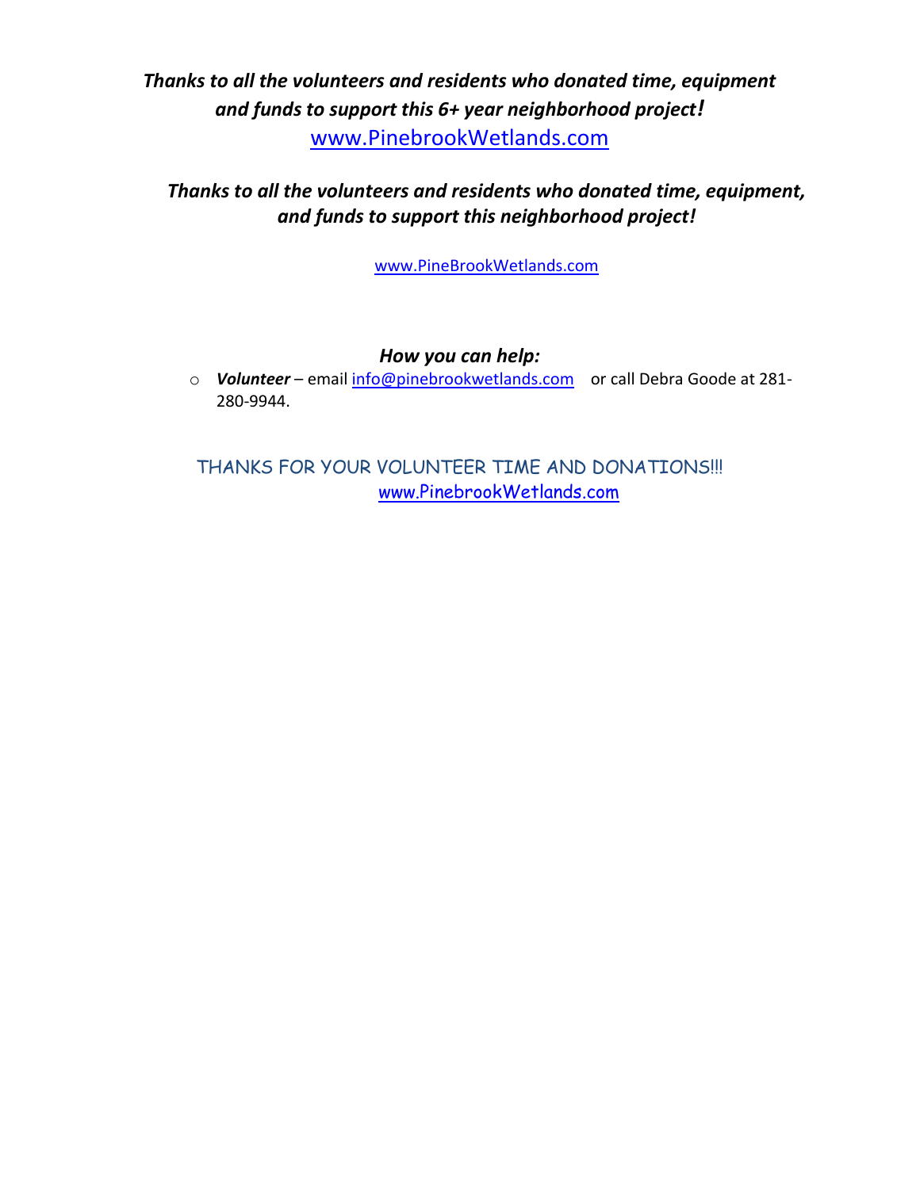***Thanks to all the volunteers and residents who donated time, equipment and funds to support this 6+ year neighborhood project!***

www.PinebrookWetlands.com

***Thanks to all the volunteers and residents who donated time, equipment, and funds to support this neighborhood project!***

www.PineBrookWetlands.com

### *How you can help:*

- ***Volunteer*** – email info@pinebrookwetlands.com or call Debra Goode at 281-280-9944.

THANKS FOR YOUR VOLUNTEER TIME AND DONATIONS!!!

www.PinebrookWetlands.com